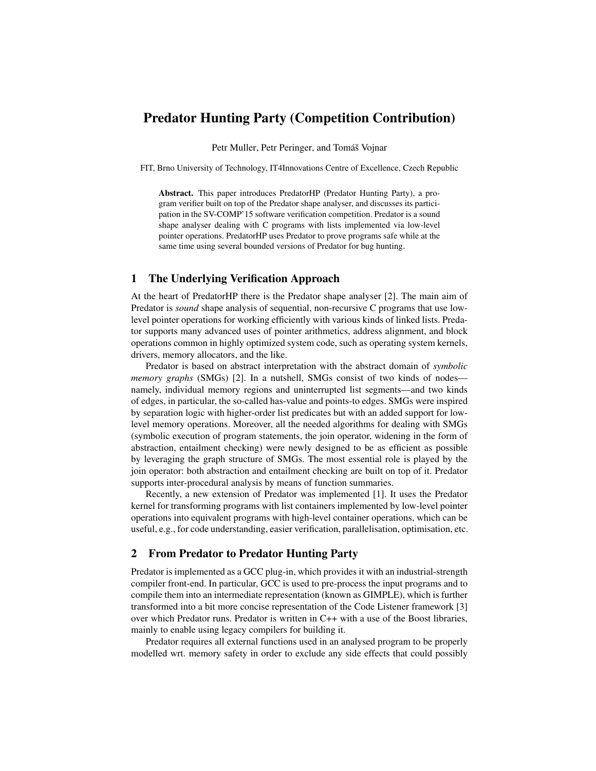# Predator Hunting Party (Competition Contribution)

Petr Muller, Petr Peringer, and Tomáš Vojnar

FIT, Brno University of Technology, IT4Innovations Centre of Excellence, Czech Republic

**Abstract.** This paper introduces PredatorHP (Predator Hunting Party), a program verifier built on top of the Predator shape analyser, and discusses its participation in the SV-COMP'15 software verification competition. Predator is a sound shape analyser dealing with C programs with lists implemented via low-level pointer operations. PredatorHP uses Predator to prove programs safe while at the same time using several bounded versions of Predator for bug hunting.

## 1 The Underlying Verification Approach

At the heart of PredatorHP there is the Predator shape analyser [2]. The main aim of Predator is *sound* shape analysis of sequential, non-recursive C programs that use low-level pointer operations for working efficiently with various kinds of linked lists. Predator supports many advanced uses of pointer arithmetics, address alignment, and block operations common in highly optimized system code, such as operating system kernels, drivers, memory allocators, and the like.

Predator is based on abstract interpretation with the abstract domain of *symbolic memory graphs* (SMGs) [2]. In a nutshell, SMGs consist of two kinds of nodes—namely, individual memory regions and uninterrupted list segments—and two kinds of edges, in particular, the so-called has-value and points-to edges. SMGs were inspired by separation logic with higher-order list predicates but with an added support for low-level memory operations. Moreover, all the needed algorithms for dealing with SMGs (symbolic execution of program statements, the join operator, widening in the form of abstraction, entailment checking) were newly designed to be as efficient as possible by leveraging the graph structure of SMGs. The most essential role is played by the join operator: both abstraction and entailment checking are built on top of it. Predator supports inter-procedural analysis by means of function summaries.

Recently, a new extension of Predator was implemented [1]. It uses the Predator kernel for transforming programs with list containers implemented by low-level pointer operations into equivalent programs with high-level container operations, which can be useful, e.g., for code understanding, easier verification, parallelisation, optimisation, etc.

## 2 From Predator to Predator Hunting Party

Predator is implemented as a GCC plug-in, which provides it with an industrial-strength compiler front-end. In particular, GCC is used to pre-process the input programs and to compile them into an intermediate representation (known as GIMPLE), which is further transformed into a bit more concise representation of the Code Listener framework [3] over which Predator runs. Predator is written in C++ with a use of the Boost libraries, mainly to enable using legacy compilers for building it.

Predator requires all external functions used in an analysed program to be properly modelled wrt. memory safety in order to exclude any side effects that could possibly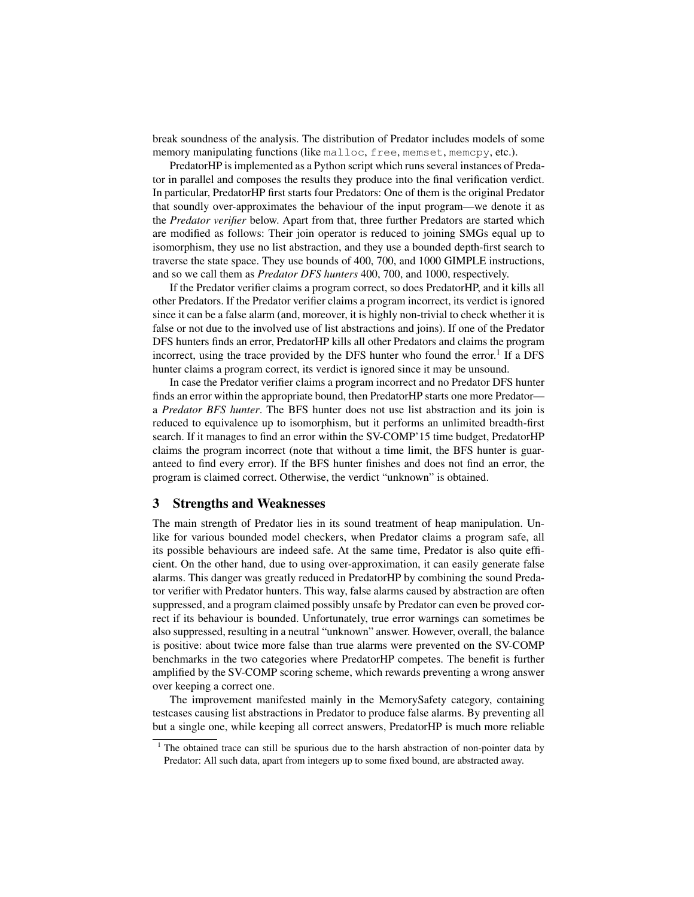break soundness of the analysis. The distribution of Predator includes models of some memory manipulating functions (like `malloc`, `free`, `memset`, `memcpy`, etc.).

PredatorHP is implemented as a Python script which runs several instances of Predator in parallel and composes the results they produce into the final verification verdict. In particular, PredatorHP first starts four Predators: One of them is the original Predator that soundly over-approximates the behaviour of the input program—we denote it as the *Predator verifier* below. Apart from that, three further Predators are started which are modified as follows: Their join operator is reduced to joining SMGs equal up to isomorphism, they use no list abstraction, and they use a bounded depth-first search to traverse the state space. They use bounds of 400, 700, and 1000 GIMPLE instructions, and so we call them as *Predator DFS hunters* 400, 700, and 1000, respectively.

If the Predator verifier claims a program correct, so does PredatorHP, and it kills all other Predators. If the Predator verifier claims a program incorrect, its verdict is ignored since it can be a false alarm (and, moreover, it is highly non-trivial to check whether it is false or not due to the involved use of list abstractions and joins). If one of the Predator DFS hunters finds an error, PredatorHP kills all other Predators and claims the program incorrect, using the trace provided by the DFS hunter who found the error.[1] If a DFS hunter claims a program correct, its verdict is ignored since it may be unsound.

In case the Predator verifier claims a program incorrect and no Predator DFS hunter finds an error within the appropriate bound, then PredatorHP starts one more Predator—a *Predator BFS hunter*. The BFS hunter does not use list abstraction and its join is reduced to equivalence up to isomorphism, but it performs an unlimited breadth-first search. If it manages to find an error within the SV-COMP'15 time budget, PredatorHP claims the program incorrect (note that without a time limit, the BFS hunter is guaranteed to find every error). If the BFS hunter finishes and does not find an error, the program is claimed correct. Otherwise, the verdict "unknown" is obtained.

## 3 Strengths and Weaknesses

The main strength of Predator lies in its sound treatment of heap manipulation. Unlike for various bounded model checkers, when Predator claims a program safe, all its possible behaviours are indeed safe. At the same time, Predator is also quite efficient. On the other hand, due to using over-approximation, it can easily generate false alarms. This danger was greatly reduced in PredatorHP by combining the sound Predator verifier with Predator hunters. This way, false alarms caused by abstraction are often suppressed, and a program claimed possibly unsafe by Predator can even be proved correct if its behaviour is bounded. Unfortunately, true error warnings can sometimes be also suppressed, resulting in a neutral "unknown" answer. However, overall, the balance is positive: about twice more false than true alarms were prevented on the SV-COMP benchmarks in the two categories where PredatorHP competes. The benefit is further amplified by the SV-COMP scoring scheme, which rewards preventing a wrong answer over keeping a correct one.

The improvement manifested mainly in the MemorySafety category, containing testcases causing list abstractions in Predator to produce false alarms. By preventing all but a single one, while keeping all correct answers, PredatorHP is much more reliable

[1] The obtained trace can still be spurious due to the harsh abstraction of non-pointer data by Predator: All such data, apart from integers up to some fixed bound, are abstracted away.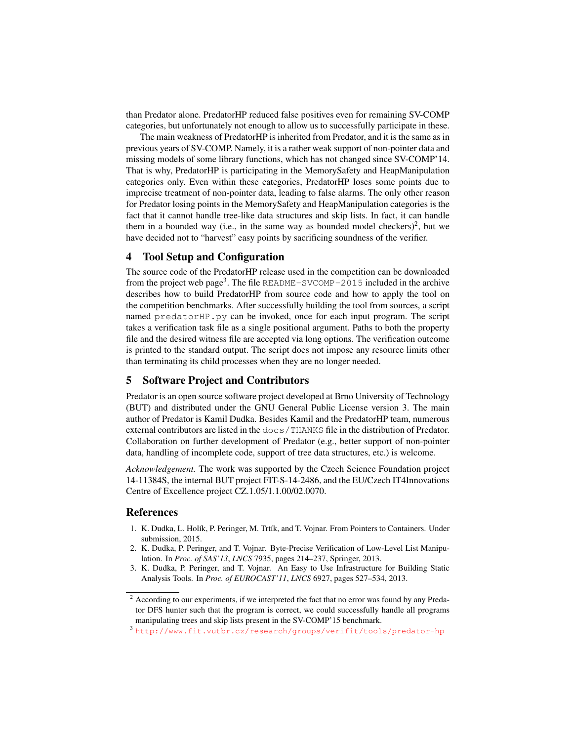than Predator alone. PredatorHP reduced false positives even for remaining SV-COMP categories, but unfortunately not enough to allow us to successfully participate in these.

The main weakness of PredatorHP is inherited from Predator, and it is the same as in previous years of SV-COMP. Namely, it is a rather weak support of non-pointer data and missing models of some library functions, which has not changed since SV-COMP'14. That is why, PredatorHP is participating in the MemorySafety and HeapManipulation categories only. Even within these categories, PredatorHP loses some points due to imprecise treatment of non-pointer data, leading to false alarms. The only other reason for Predator losing points in the MemorySafety and HeapManipulation categories is the fact that it cannot handle tree-like data structures and skip lists. In fact, it can handle them in a bounded way (i.e., in the same way as bounded model checkers)[2], but we have decided not to "harvest" easy points by sacrificing soundness of the verifier.

## 4 Tool Setup and Configuration

The source code of the PredatorHP release used in the competition can be downloaded from the project web page[3]. The file `README-SVCOMP-2015` included in the archive describes how to build PredatorHP from source code and how to apply the tool on the competition benchmarks. After successfully building the tool from sources, a script named `predatorHP.py` can be invoked, once for each input program. The script takes a verification task file as a single positional argument. Paths to both the property file and the desired witness file are accepted via long options. The verification outcome is printed to the standard output. The script does not impose any resource limits other than terminating its child processes when they are no longer needed.

## 5 Software Project and Contributors

Predator is an open source software project developed at Brno University of Technology (BUT) and distributed under the GNU General Public License version 3. The main author of Predator is Kamil Dudka. Besides Kamil and the PredatorHP team, numerous external contributors are listed in the `docs/THANKS` file in the distribution of Predator. Collaboration on further development of Predator (e.g., better support of non-pointer data, handling of incomplete code, support of tree data structures, etc.) is welcome.

*Acknowledgement.* The work was supported by the Czech Science Foundation project 14-11384S, the internal BUT project FIT-S-14-2486, and the EU/Czech IT4Innovations Centre of Excellence project CZ.1.05/1.1.00/02.0070.

## References

1. K. Dudka, L. Holík, P. Peringer, M. Trtík, and T. Vojnar. From Pointers to Containers. Under submission, 2015.
2. K. Dudka, P. Peringer, and T. Vojnar. Byte-Precise Verification of Low-Level List Manipulation. In *Proc. of SAS'13*, *LNCS* 7935, pages 214–237, Springer, 2013.
3. K. Dudka, P. Peringer, and T. Vojnar. An Easy to Use Infrastructure for Building Static Analysis Tools. In *Proc. of EUROCAST'11*, *LNCS* 6927, pages 527–534, 2013.

---

[2] According to our experiments, if we interpreted the fact that no error was found by any Predator DFS hunter such that the program is correct, we could successfully handle all programs manipulating trees and skip lists present in the SV-COMP'15 benchmark.

[3] http://www.fit.vutbr.cz/research/groups/verifit/tools/predator-hp